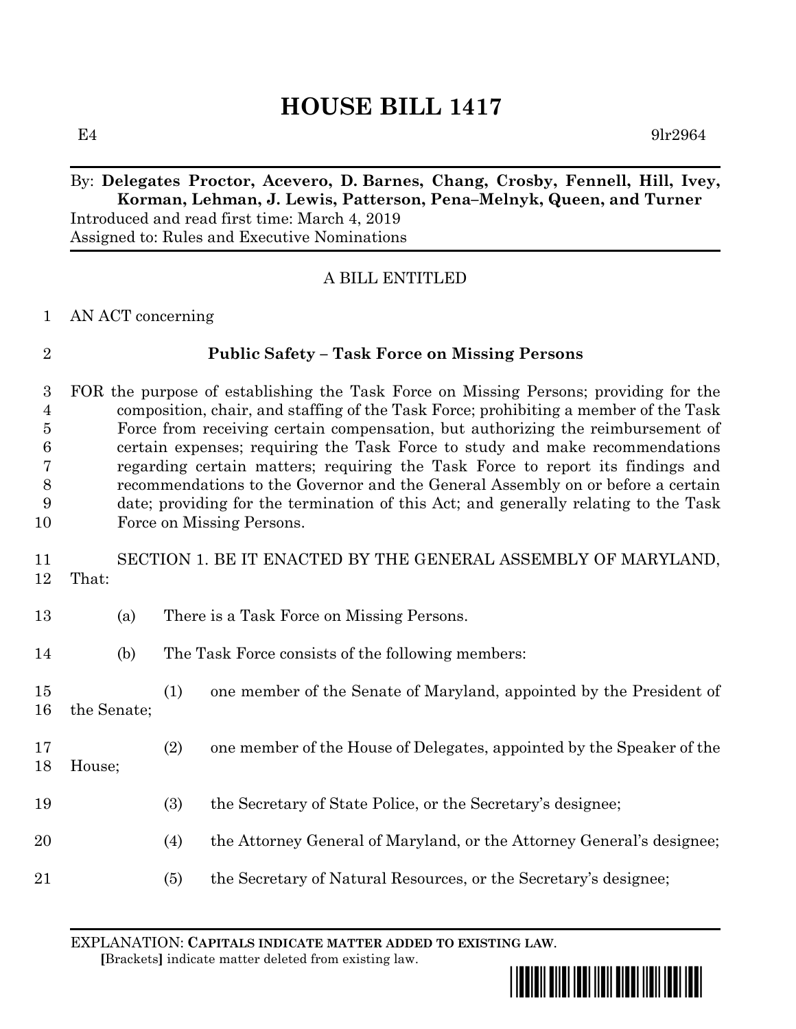# HOUSE BILL 1417

E4 9lr2964

By: **Delegates Proctor, Acevero, D. Barnes, Chang, Crosby, Fennell, Hill, Ivey, Korman, Lehman, J. Lewis, Patterson, Pena–Melnyk, Queen, and Turner**
Introduced and read first time: March 4, 2019
Assigned to: Rules and Executive Nominations

A BILL ENTITLED

AN ACT concerning

**Public Safety – Task Force on Missing Persons**

FOR the purpose of establishing the Task Force on Missing Persons; providing for the composition, chair, and staffing of the Task Force; prohibiting a member of the Task Force from receiving certain compensation, but authorizing the reimbursement of certain expenses; requiring the Task Force to study and make recommendations regarding certain matters; requiring the Task Force to report its findings and recommendations to the Governor and the General Assembly on or before a certain date; providing for the termination of this Act; and generally relating to the Task Force on Missing Persons.

SECTION 1. BE IT ENACTED BY THE GENERAL ASSEMBLY OF MARYLAND, That:

(a) There is a Task Force on Missing Persons.

(b) The Task Force consists of the following members:

(1) one member of the Senate of Maryland, appointed by the President of the Senate;

(2) one member of the House of Delegates, appointed by the Speaker of the House;

(3) the Secretary of State Police, or the Secretary's designee;

(4) the Attorney General of Maryland, or the Attorney General's designee;

(5) the Secretary of Natural Resources, or the Secretary's designee;

EXPLANATION: **CAPITALS INDICATE MATTER ADDED TO EXISTING LAW.**
**[**Brackets**]** indicate matter deleted from existing law.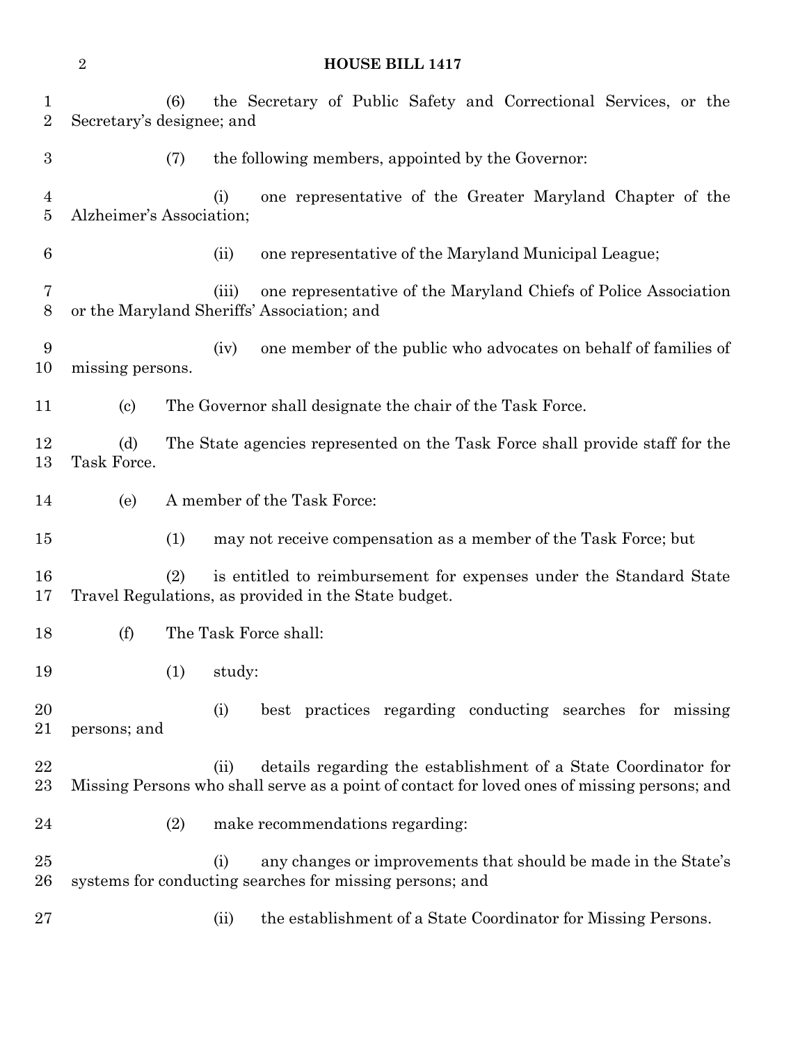(6) the Secretary of Public Safety and Correctional Services, or the Secretary's designee; and

(7) the following members, appointed by the Governor:

(i) one representative of the Greater Maryland Chapter of the Alzheimer's Association;

(ii) one representative of the Maryland Municipal League;

(iii) one representative of the Maryland Chiefs of Police Association or the Maryland Sheriffs' Association; and

(iv) one member of the public who advocates on behalf of families of missing persons.

(c) The Governor shall designate the chair of the Task Force.

(d) The State agencies represented on the Task Force shall provide staff for the Task Force.

(e) A member of the Task Force:

(1) may not receive compensation as a member of the Task Force; but

(2) is entitled to reimbursement for expenses under the Standard State Travel Regulations, as provided in the State budget.

(f) The Task Force shall:

(1) study:

(i) best practices regarding conducting searches for missing persons; and

(ii) details regarding the establishment of a State Coordinator for Missing Persons who shall serve as a point of contact for loved ones of missing persons; and

(2) make recommendations regarding:

(i) any changes or improvements that should be made in the State's systems for conducting searches for missing persons; and

(ii) the establishment of a State Coordinator for Missing Persons.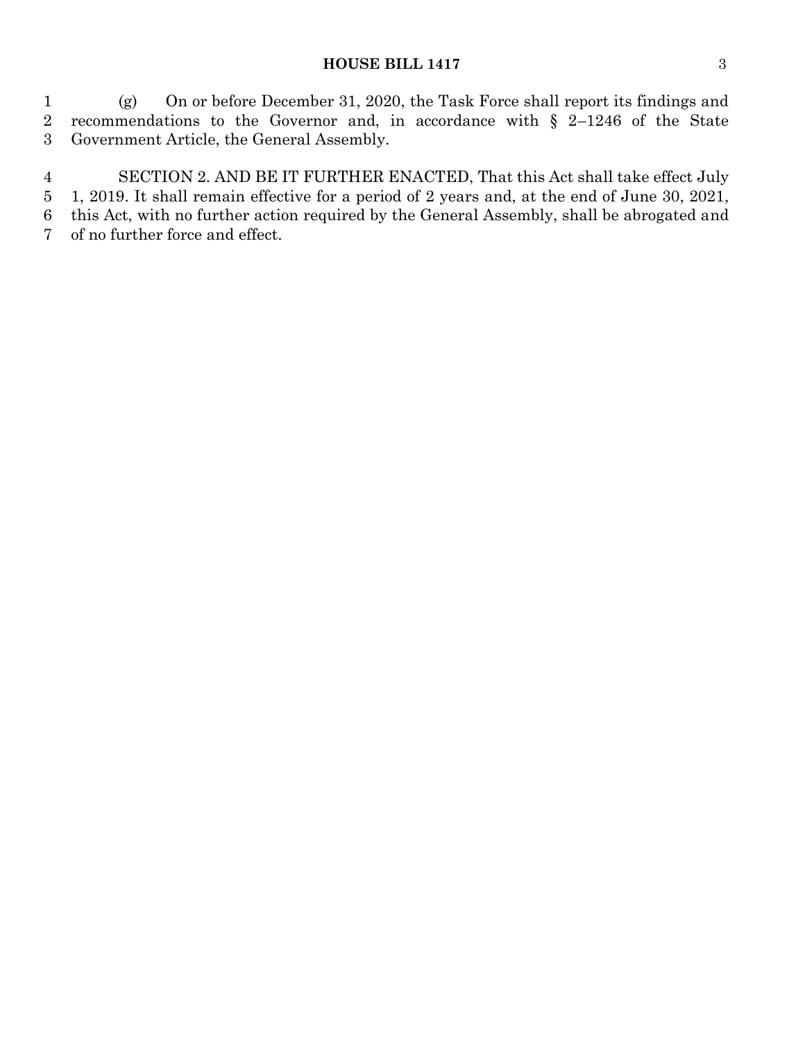(g) On or before December 31, 2020, the Task Force shall report its findings and recommendations to the Governor and, in accordance with § 2–1246 of the State Government Article, the General Assembly.

SECTION 2. AND BE IT FURTHER ENACTED, That this Act shall take effect July 1, 2019. It shall remain effective for a period of 2 years and, at the end of June 30, 2021, this Act, with no further action required by the General Assembly, shall be abrogated and of no further force and effect.